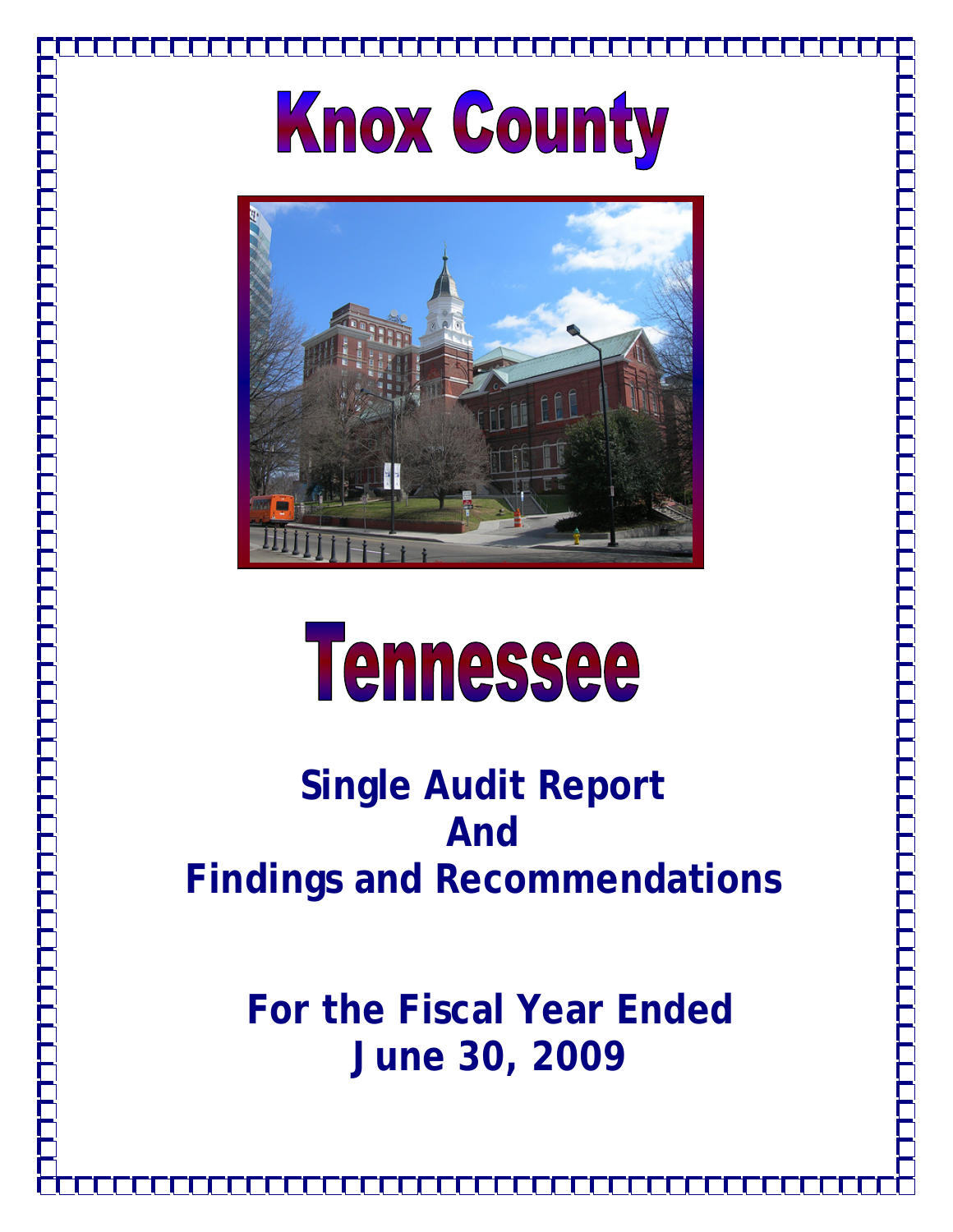# Knox County

# Tennessee

## Single Audit Report And Findings and Recommendations

## For the Fiscal Year Ended June 30, 2009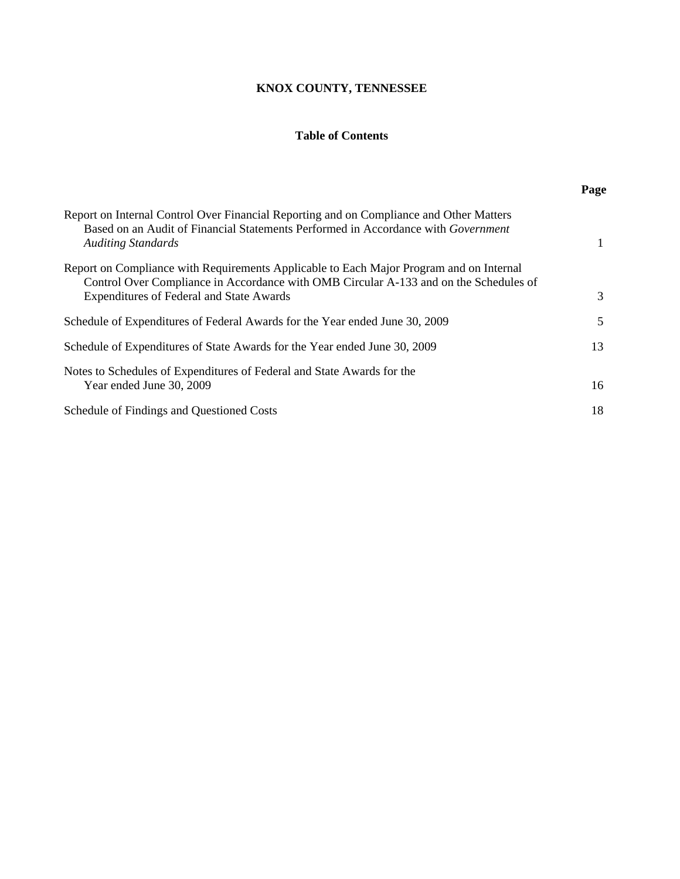# KNOX COUNTY, TENNESSEE

## Table of Contents

| | Page |
|---|---|
| Report on Internal Control Over Financial Reporting and on Compliance and Other Matters Based on an Audit of Financial Statements Performed in Accordance with *Government Auditing Standards* | 1 |
| Report on Compliance with Requirements Applicable to Each Major Program and on Internal Control Over Compliance in Accordance with OMB Circular A-133 and on the Schedules of Expenditures of Federal and State Awards | 3 |
| Schedule of Expenditures of Federal Awards for the Year ended June 30, 2009 | 5 |
| Schedule of Expenditures of State Awards for the Year ended June 30, 2009 | 13 |
| Notes to Schedules of Expenditures of Federal and State Awards for the Year ended June 30, 2009 | 16 |
| Schedule of Findings and Questioned Costs | 18 |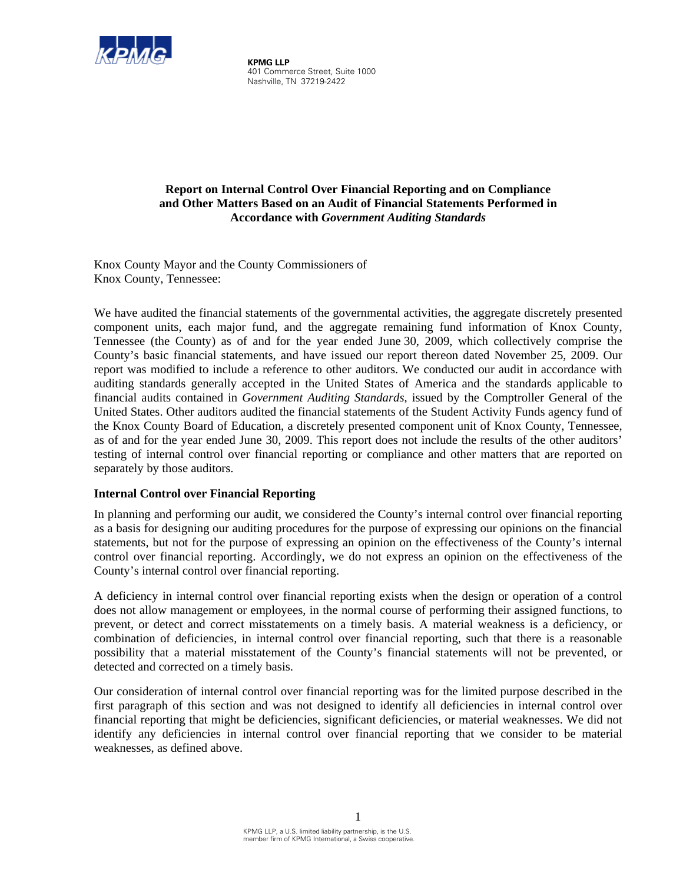**KPMG LLP**
401 Commerce Street, Suite 1000
Nashville, TN 37219-2422

## Report on Internal Control Over Financial Reporting and on Compliance and Other Matters Based on an Audit of Financial Statements Performed in Accordance with *Government Auditing Standards*

Knox County Mayor and the County Commissioners of
Knox County, Tennessee:

We have audited the financial statements of the governmental activities, the aggregate discretely presented component units, each major fund, and the aggregate remaining fund information of Knox County, Tennessee (the County) as of and for the year ended June 30, 2009, which collectively comprise the County's basic financial statements, and have issued our report thereon dated November 25, 2009. Our report was modified to include a reference to other auditors. We conducted our audit in accordance with auditing standards generally accepted in the United States of America and the standards applicable to financial audits contained in *Government Auditing Standards*, issued by the Comptroller General of the United States. Other auditors audited the financial statements of the Student Activity Funds agency fund of the Knox County Board of Education, a discretely presented component unit of Knox County, Tennessee, as of and for the year ended June 30, 2009. This report does not include the results of the other auditors' testing of internal control over financial reporting or compliance and other matters that are reported on separately by those auditors.

### Internal Control over Financial Reporting

In planning and performing our audit, we considered the County's internal control over financial reporting as a basis for designing our auditing procedures for the purpose of expressing our opinions on the financial statements, but not for the purpose of expressing an opinion on the effectiveness of the County's internal control over financial reporting. Accordingly, we do not express an opinion on the effectiveness of the County's internal control over financial reporting.

A deficiency in internal control over financial reporting exists when the design or operation of a control does not allow management or employees, in the normal course of performing their assigned functions, to prevent, or detect and correct misstatements on a timely basis. A material weakness is a deficiency, or combination of deficiencies, in internal control over financial reporting, such that there is a reasonable possibility that a material misstatement of the County's financial statements will not be prevented, or detected and corrected on a timely basis.

Our consideration of internal control over financial reporting was for the limited purpose described in the first paragraph of this section and was not designed to identify all deficiencies in internal control over financial reporting that might be deficiencies, significant deficiencies, or material weaknesses. We did not identify any deficiencies in internal control over financial reporting that we consider to be material weaknesses, as defined above.

KPMG LLP, a U.S. limited liability partnership, is the U.S. member firm of KPMG International, a Swiss cooperative.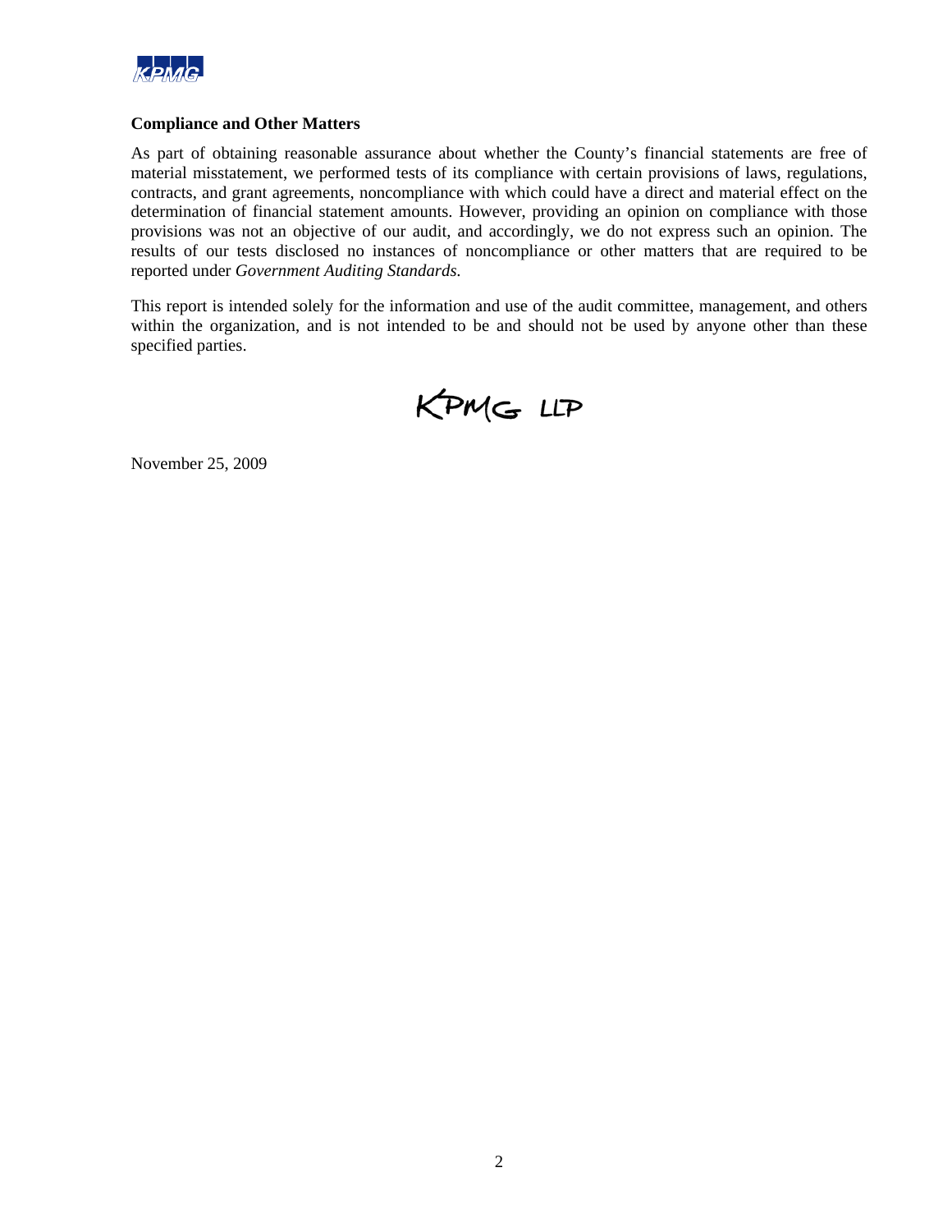**Compliance and Other Matters**

As part of obtaining reasonable assurance about whether the County's financial statements are free of material misstatement, we performed tests of its compliance with certain provisions of laws, regulations, contracts, and grant agreements, noncompliance with which could have a direct and material effect on the determination of financial statement amounts. However, providing an opinion on compliance with those provisions was not an objective of our audit, and accordingly, we do not express such an opinion. The results of our tests disclosed no instances of noncompliance or other matters that are required to be reported under *Government Auditing Standards.*

This report is intended solely for the information and use of the audit committee, management, and others within the organization, and is not intended to be and should not be used by anyone other than these specified parties.

KPMG LLP

November 25, 2009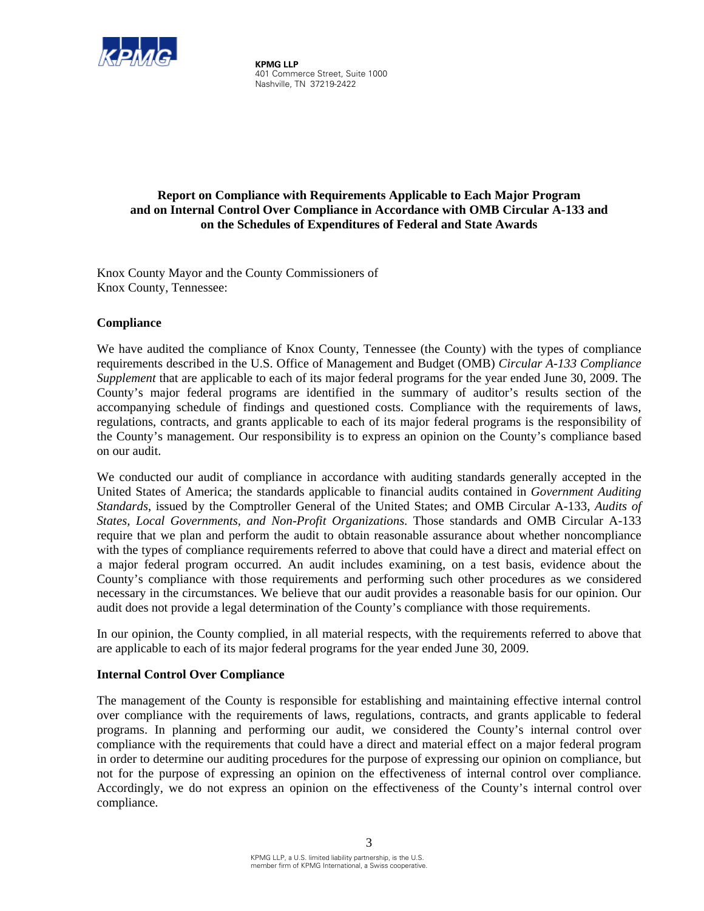**KPMG LLP**
401 Commerce Street, Suite 1000
Nashville, TN 37219-2422

## Report on Compliance with Requirements Applicable to Each Major Program and on Internal Control Over Compliance in Accordance with OMB Circular A-133 and on the Schedules of Expenditures of Federal and State Awards

Knox County Mayor and the County Commissioners of
Knox County, Tennessee:

### Compliance

We have audited the compliance of Knox County, Tennessee (the County) with the types of compliance requirements described in the U.S. Office of Management and Budget (OMB) *Circular A-133 Compliance Supplement* that are applicable to each of its major federal programs for the year ended June 30, 2009. The County's major federal programs are identified in the summary of auditor's results section of the accompanying schedule of findings and questioned costs. Compliance with the requirements of laws, regulations, contracts, and grants applicable to each of its major federal programs is the responsibility of the County's management. Our responsibility is to express an opinion on the County's compliance based on our audit.

We conducted our audit of compliance in accordance with auditing standards generally accepted in the United States of America; the standards applicable to financial audits contained in *Government Auditing Standards*, issued by the Comptroller General of the United States; and OMB Circular A-133, *Audits of States, Local Governments, and Non-Profit Organizations*. Those standards and OMB Circular A-133 require that we plan and perform the audit to obtain reasonable assurance about whether noncompliance with the types of compliance requirements referred to above that could have a direct and material effect on a major federal program occurred. An audit includes examining, on a test basis, evidence about the County's compliance with those requirements and performing such other procedures as we considered necessary in the circumstances. We believe that our audit provides a reasonable basis for our opinion. Our audit does not provide a legal determination of the County's compliance with those requirements.

In our opinion, the County complied, in all material respects, with the requirements referred to above that are applicable to each of its major federal programs for the year ended June 30, 2009.

### Internal Control Over Compliance

The management of the County is responsible for establishing and maintaining effective internal control over compliance with the requirements of laws, regulations, contracts, and grants applicable to federal programs. In planning and performing our audit, we considered the County's internal control over compliance with the requirements that could have a direct and material effect on a major federal program in order to determine our auditing procedures for the purpose of expressing our opinion on compliance, but not for the purpose of expressing an opinion on the effectiveness of internal control over compliance. Accordingly, we do not express an opinion on the effectiveness of the County's internal control over compliance.

KPMG LLP, a U.S. limited liability partnership, is the U.S. member firm of KPMG International, a Swiss cooperative.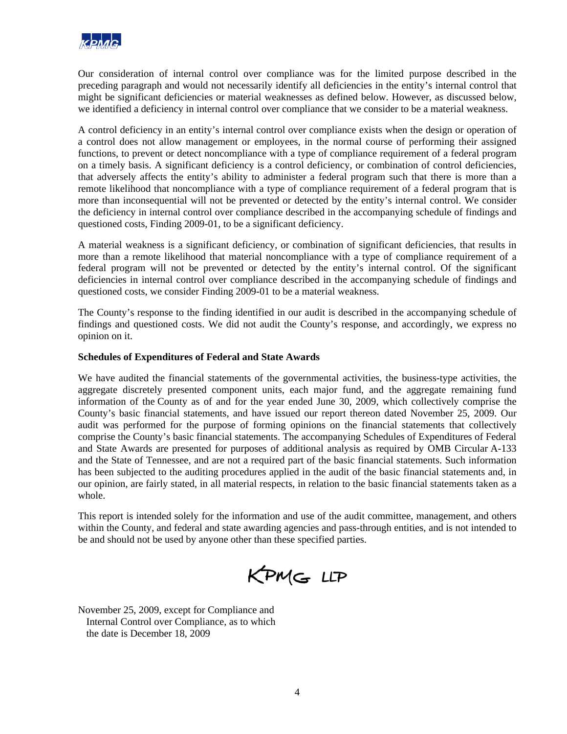Our consideration of internal control over compliance was for the limited purpose described in the preceding paragraph and would not necessarily identify all deficiencies in the entity's internal control that might be significant deficiencies or material weaknesses as defined below. However, as discussed below, we identified a deficiency in internal control over compliance that we consider to be a material weakness.

A control deficiency in an entity's internal control over compliance exists when the design or operation of a control does not allow management or employees, in the normal course of performing their assigned functions, to prevent or detect noncompliance with a type of compliance requirement of a federal program on a timely basis. A significant deficiency is a control deficiency, or combination of control deficiencies, that adversely affects the entity's ability to administer a federal program such that there is more than a remote likelihood that noncompliance with a type of compliance requirement of a federal program that is more than inconsequential will not be prevented or detected by the entity's internal control. We consider the deficiency in internal control over compliance described in the accompanying schedule of findings and questioned costs, Finding 2009-01, to be a significant deficiency.

A material weakness is a significant deficiency, or combination of significant deficiencies, that results in more than a remote likelihood that material noncompliance with a type of compliance requirement of a federal program will not be prevented or detected by the entity's internal control. Of the significant deficiencies in internal control over compliance described in the accompanying schedule of findings and questioned costs, we consider Finding 2009-01 to be a material weakness.

The County's response to the finding identified in our audit is described in the accompanying schedule of findings and questioned costs. We did not audit the County's response, and accordingly, we express no opinion on it.

**Schedules of Expenditures of Federal and State Awards**

We have audited the financial statements of the governmental activities, the business-type activities, the aggregate discretely presented component units, each major fund, and the aggregate remaining fund information of the County as of and for the year ended June 30, 2009, which collectively comprise the County's basic financial statements, and have issued our report thereon dated November 25, 2009. Our audit was performed for the purpose of forming opinions on the financial statements that collectively comprise the County's basic financial statements. The accompanying Schedules of Expenditures of Federal and State Awards are presented for purposes of additional analysis as required by OMB Circular A-133 and the State of Tennessee, and are not a required part of the basic financial statements. Such information has been subjected to the auditing procedures applied in the audit of the basic financial statements and, in our opinion, are fairly stated, in all material respects, in relation to the basic financial statements taken as a whole.

This report is intended solely for the information and use of the audit committee, management, and others within the County, and federal and state awarding agencies and pass-through entities, and is not intended to be and should not be used by anyone other than these specified parties.

KPMG LLP

November 25, 2009, except for Compliance and
Internal Control over Compliance, as to which
the date is December 18, 2009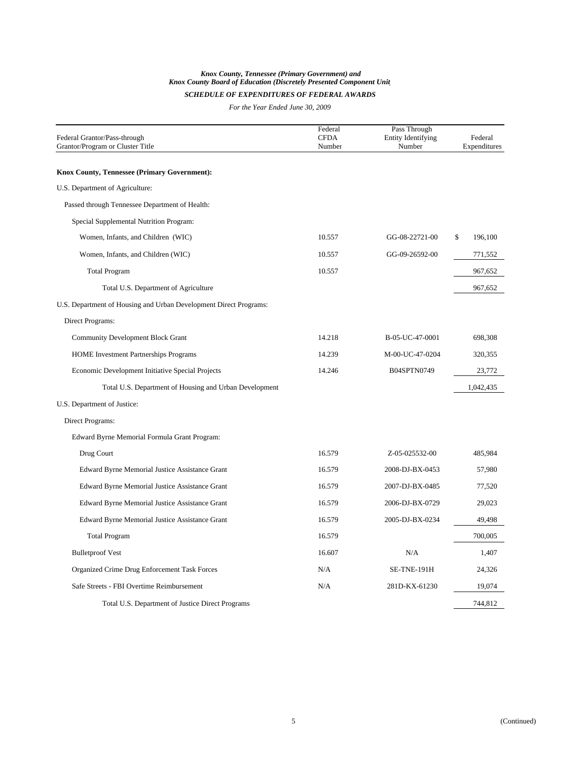*Knox County, Tennessee (Primary Government) and*
*Knox County Board of Education (Discretely Presented Component Unit*

*SCHEDULE OF EXPENDITURES OF FEDERAL AWARDS*

*For the Year Ended June 30, 2009*

| Federal Grantor/Pass-through Grantor/Program or Cluster Title | Federal CFDA Number | Pass Through Entity Identifying Number | Federal Expenditures |
|---|---|---|---|
| **Knox County, Tennessee (Primary Government):** | | | |
| U.S. Department of Agriculture: | | | |
| Passed through Tennessee Department of Health: | | | |
| Special Supplemental Nutrition Program: | | | |
| Women, Infants, and Children (WIC) | 10.557 | GG-08-22721-00 | $ 196,100 |
| Women, Infants, and Children (WIC) | 10.557 | GG-09-26592-00 | 771,552 |
| Total Program | 10.557 | | 967,652 |
| Total U.S. Department of Agriculture | | | 967,652 |
| U.S. Department of Housing and Urban Development Direct Programs: | | | |
| Direct Programs: | | | |
| Community Development Block Grant | 14.218 | B-05-UC-47-0001 | 698,308 |
| HOME Investment Partnerships Programs | 14.239 | M-00-UC-47-0204 | 320,355 |
| Economic Development Initiative Special Projects | 14.246 | B04SPTN0749 | 23,772 |
| Total U.S. Department of Housing and Urban Development | | | 1,042,435 |
| U.S. Department of Justice: | | | |
| Direct Programs: | | | |
| Edward Byrne Memorial Formula Grant Program: | | | |
| Drug Court | 16.579 | Z-05-025532-00 | 485,984 |
| Edward Byrne Memorial Justice Assistance Grant | 16.579 | 2008-DJ-BX-0453 | 57,980 |
| Edward Byrne Memorial Justice Assistance Grant | 16.579 | 2007-DJ-BX-0485 | 77,520 |
| Edward Byrne Memorial Justice Assistance Grant | 16.579 | 2006-DJ-BX-0729 | 29,023 |
| Edward Byrne Memorial Justice Assistance Grant | 16.579 | 2005-DJ-BX-0234 | 49,498 |
| Total Program | 16.579 | | 700,005 |
| Bulletproof Vest | 16.607 | N/A | 1,407 |
| Organized Crime Drug Enforcement Task Forces | N/A | SE-TNE-191H | 24,326 |
| Safe Streets - FBI Overtime Reimbursement | N/A | 281D-KX-61230 | 19,074 |
| Total U.S. Department of Justice Direct Programs | | | 744,812 |

(Continued)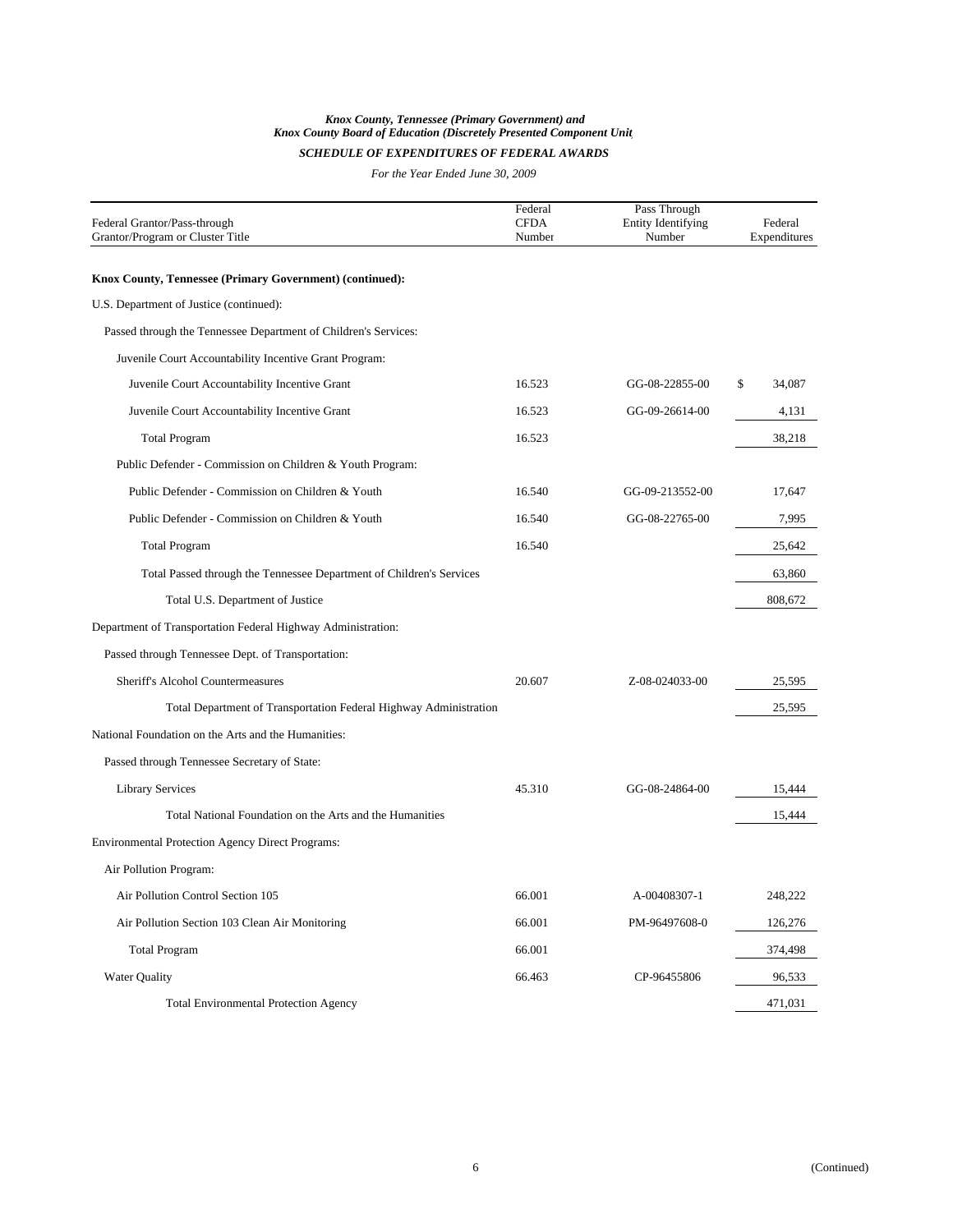*Knox County, Tennessee (Primary Government) and*
*Knox County Board of Education (Discretely Presented Component Unit)*

*SCHEDULE OF EXPENDITURES OF FEDERAL AWARDS*

*For the Year Ended June 30, 2009*

| Federal Grantor/Pass-through Grantor/Program or Cluster Title | Federal CFDA Number | Pass Through Entity Identifying Number | Federal Expenditures |
|---|---|---|---|
| **Knox County, Tennessee (Primary Government) (continued):** | | | |
| U.S. Department of Justice (continued): | | | |
| Passed through the Tennessee Department of Children's Services: | | | |
| Juvenile Court Accountability Incentive Grant Program: | | | |
| Juvenile Court Accountability Incentive Grant | 16.523 | GG-08-22855-00 | $ 34,087 |
| Juvenile Court Accountability Incentive Grant | 16.523 | GG-09-26614-00 | 4,131 |
| Total Program | 16.523 | | 38,218 |
| Public Defender - Commission on Children & Youth Program: | | | |
| Public Defender - Commission on Children & Youth | 16.540 | GG-09-213552-00 | 17,647 |
| Public Defender - Commission on Children & Youth | 16.540 | GG-08-22765-00 | 7,995 |
| Total Program | 16.540 | | 25,642 |
| Total Passed through the Tennessee Department of Children's Services | | | 63,860 |
| Total U.S. Department of Justice | | | 808,672 |
| Department of Transportation Federal Highway Administration: | | | |
| Passed through Tennessee Dept. of Transportation: | | | |
| Sheriff's Alcohol Countermeasures | 20.607 | Z-08-024033-00 | 25,595 |
| Total Department of Transportation Federal Highway Administration | | | 25,595 |
| National Foundation on the Arts and the Humanities: | | | |
| Passed through Tennessee Secretary of State: | | | |
| Library Services | 45.310 | GG-08-24864-00 | 15,444 |
| Total National Foundation on the Arts and the Humanities | | | 15,444 |
| Environmental Protection Agency Direct Programs: | | | |
| Air Pollution Program: | | | |
| Air Pollution Control Section 105 | 66.001 | A-00408307-1 | 248,222 |
| Air Pollution Section 103 Clean Air Monitoring | 66.001 | PM-96497608-0 | 126,276 |
| Total Program | 66.001 | | 374,498 |
| Water Quality | 66.463 | CP-96455806 | 96,533 |
| Total Environmental Protection Agency | | | 471,031 |

(Continued)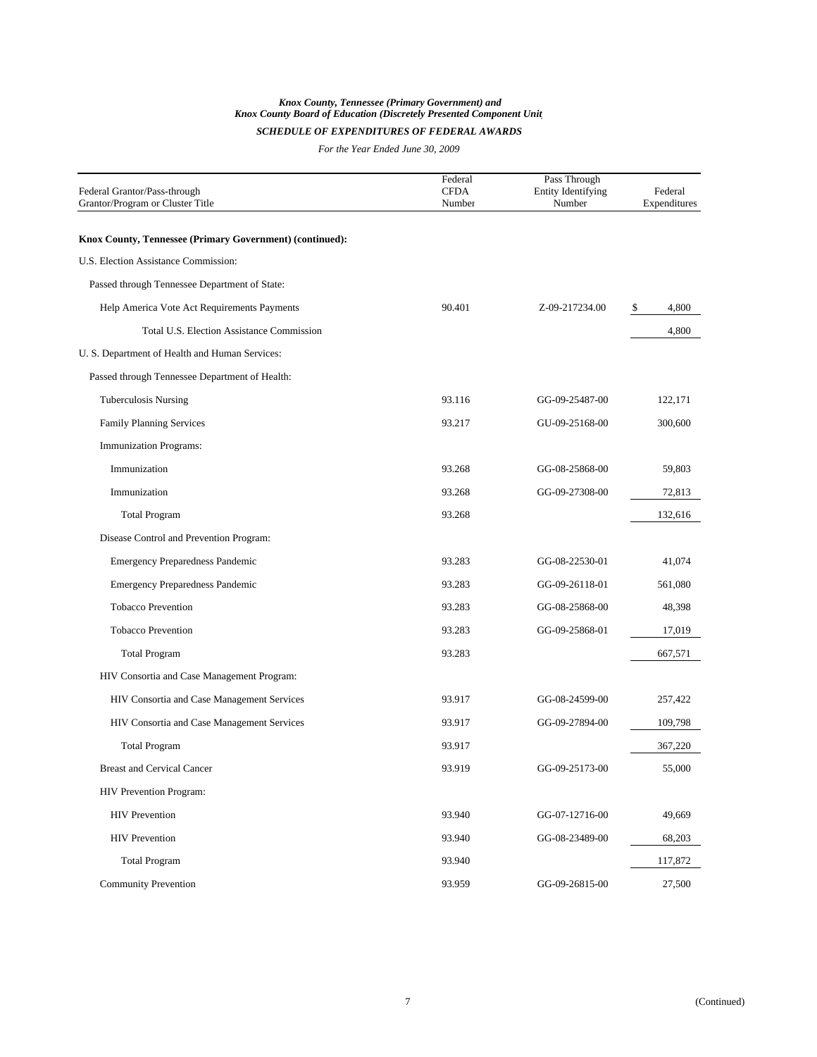*Knox County, Tennessee (Primary Government) and*
*Knox County Board of Education (Discretely Presented Component Unit)*

*SCHEDULE OF EXPENDITURES OF FEDERAL AWARDS*

*For the Year Ended June 30, 2009*

| Federal Grantor/Pass-through Grantor/Program or Cluster Title | Federal CFDA Number | Pass Through Entity Identifying Number | Federal Expenditures |
|---|---|---|---|
| **Knox County, Tennessee (Primary Government) (continued):** | | | |
| U.S. Election Assistance Commission: | | | |
| Passed through Tennessee Department of State: | | | |
| Help America Vote Act Requirements Payments | 90.401 | Z-09-217234.00 | $ 4,800 |
| Total U.S. Election Assistance Commission | | | 4,800 |
| U. S. Department of Health and Human Services: | | | |
| Passed through Tennessee Department of Health: | | | |
| Tuberculosis Nursing | 93.116 | GG-09-25487-00 | 122,171 |
| Family Planning Services | 93.217 | GU-09-25168-00 | 300,600 |
| Immunization Programs: | | | |
| Immunization | 93.268 | GG-08-25868-00 | 59,803 |
| Immunization | 93.268 | GG-09-27308-00 | 72,813 |
| Total Program | 93.268 | | 132,616 |
| Disease Control and Prevention Program: | | | |
| Emergency Preparedness Pandemic | 93.283 | GG-08-22530-01 | 41,074 |
| Emergency Preparedness Pandemic | 93.283 | GG-09-26118-01 | 561,080 |
| Tobacco Prevention | 93.283 | GG-08-25868-00 | 48,398 |
| Tobacco Prevention | 93.283 | GG-09-25868-01 | 17,019 |
| Total Program | 93.283 | | 667,571 |
| HIV Consortia and Case Management Program: | | | |
| HIV Consortia and Case Management Services | 93.917 | GG-08-24599-00 | 257,422 |
| HIV Consortia and Case Management Services | 93.917 | GG-09-27894-00 | 109,798 |
| Total Program | 93.917 | | 367,220 |
| Breast and Cervical Cancer | 93.919 | GG-09-25173-00 | 55,000 |
| HIV Prevention Program: | | | |
| HIV Prevention | 93.940 | GG-07-12716-00 | 49,669 |
| HIV Prevention | 93.940 | GG-08-23489-00 | 68,203 |
| Total Program | 93.940 | | 117,872 |
| Community Prevention | 93.959 | GG-09-26815-00 | 27,500 |

(Continued)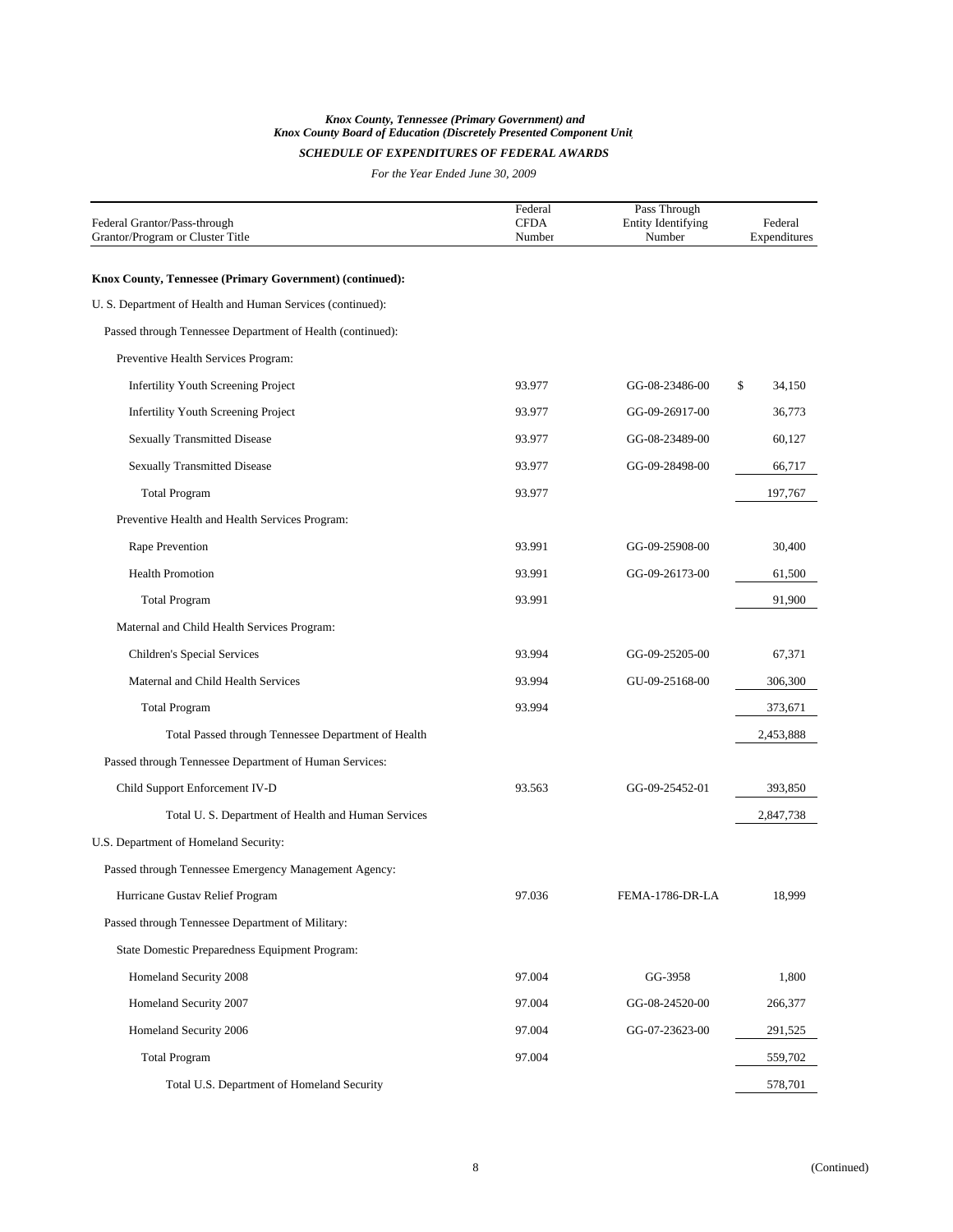***Knox County, Tennessee (Primary Government) and***
***Knox County Board of Education (Discretely Presented Component Unit)***

***SCHEDULE OF EXPENDITURES OF FEDERAL AWARDS***

*For the Year Ended June 30, 2009*

| Federal Grantor/Pass-through Grantor/Program or Cluster Title | Federal CFDA Number | Pass Through Entity Identifying Number | Federal Expenditures |
|---|---|---|---|
| **Knox County, Tennessee (Primary Government) (continued):** | | | |
| U. S. Department of Health and Human Services (continued): | | | |
| Passed through Tennessee Department of Health (continued): | | | |
| Preventive Health Services Program: | | | |
| Infertility Youth Screening Project | 93.977 | GG-08-23486-00 | $ 34,150 |
| Infertility Youth Screening Project | 93.977 | GG-09-26917-00 | 36,773 |
| Sexually Transmitted Disease | 93.977 | GG-08-23489-00 | 60,127 |
| Sexually Transmitted Disease | 93.977 | GG-09-28498-00 | 66,717 |
| Total Program | 93.977 | | 197,767 |
| Preventive Health and Health Services Program: | | | |
| Rape Prevention | 93.991 | GG-09-25908-00 | 30,400 |
| Health Promotion | 93.991 | GG-09-26173-00 | 61,500 |
| Total Program | 93.991 | | 91,900 |
| Maternal and Child Health Services Program: | | | |
| Children's Special Services | 93.994 | GG-09-25205-00 | 67,371 |
| Maternal and Child Health Services | 93.994 | GU-09-25168-00 | 306,300 |
| Total Program | 93.994 | | 373,671 |
| Total Passed through Tennessee Department of Health | | | 2,453,888 |
| Passed through Tennessee Department of Human Services: | | | |
| Child Support Enforcement IV-D | 93.563 | GG-09-25452-01 | 393,850 |
| Total U. S. Department of Health and Human Services | | | 2,847,738 |
| U.S. Department of Homeland Security: | | | |
| Passed through Tennessee Emergency Management Agency: | | | |
| Hurricane Gustav Relief Program | 97.036 | FEMA-1786-DR-LA | 18,999 |
| Passed through Tennessee Department of Military: | | | |
| State Domestic Preparedness Equipment Program: | | | |
| Homeland Security 2008 | 97.004 | GG-3958 | 1,800 |
| Homeland Security 2007 | 97.004 | GG-08-24520-00 | 266,377 |
| Homeland Security 2006 | 97.004 | GG-07-23623-00 | 291,525 |
| Total Program | 97.004 | | 559,702 |
| Total U.S. Department of Homeland Security | | | 578,701 |

(Continued)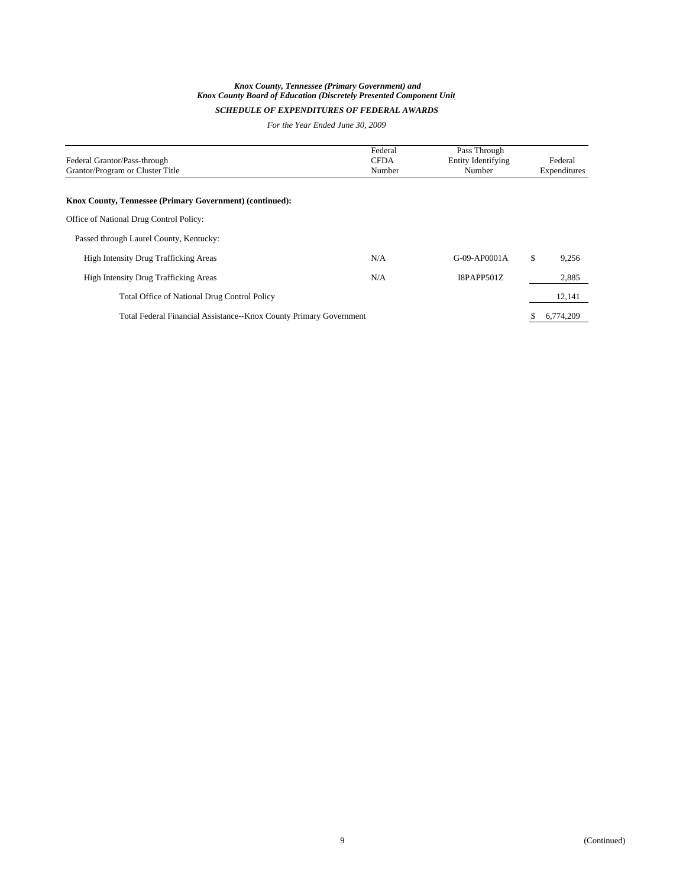*Knox County, Tennessee (Primary Government) and*
*Knox County Board of Education (Discretely Presented Component Unit*

*SCHEDULE OF EXPENDITURES OF FEDERAL AWARDS*

*For the Year Ended June 30, 2009*

| Federal Grantor/Pass-through Grantor/Program or Cluster Title | Federal CFDA Number | Pass Through Entity Identifying Number | Federal Expenditures |
|---|---|---|---|
| **Knox County, Tennessee (Primary Government) (continued):** | | | |
| Office of National Drug Control Policy: | | | |
| Passed through Laurel County, Kentucky: | | | |
| High Intensity Drug Trafficking Areas | N/A | G-09-AP0001A | $ 9,256 |
| High Intensity Drug Trafficking Areas | N/A | I8PAPP501Z | 2,885 |
| Total Office of National Drug Control Policy | | | 12,141 |
| Total Federal Financial Assistance--Knox County Primary Government | | | $ 6,774,209 |

(Continued)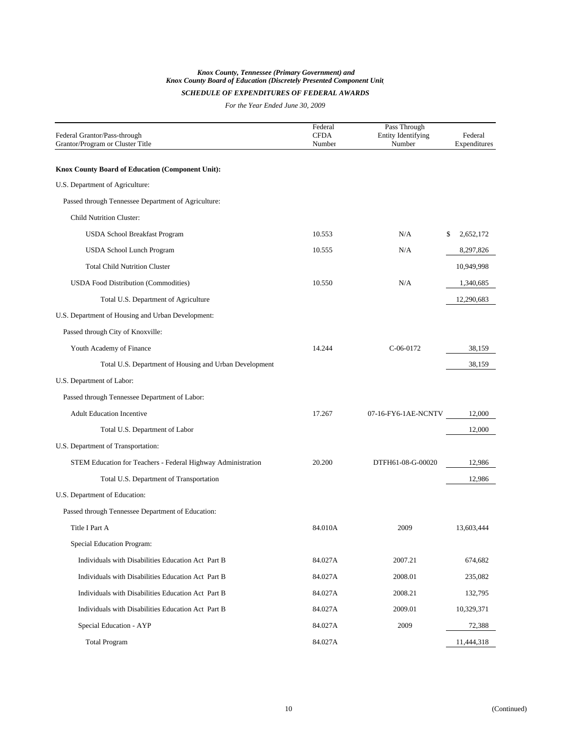*Knox County, Tennessee (Primary Government) and*
*Knox County Board of Education (Discretely Presented Component Unit)*

***SCHEDULE OF EXPENDITURES OF FEDERAL AWARDS***

*For the Year Ended June 30, 2009*

| Federal Grantor/Pass-through Grantor/Program or Cluster Title | Federal CFDA Number | Pass Through Entity Identifying Number | Federal Expenditures |
|---|---|---|---|
| **Knox County Board of Education (Component Unit):** | | | |
| U.S. Department of Agriculture: | | | |
| Passed through Tennessee Department of Agriculture: | | | |
| Child Nutrition Cluster: | | | |
| USDA School Breakfast Program | 10.553 | N/A | $ 2,652,172 |
| USDA School Lunch Program | 10.555 | N/A | 8,297,826 |
| Total Child Nutrition Cluster | | | 10,949,998 |
| USDA Food Distribution (Commodities) | 10.550 | N/A | 1,340,685 |
| Total U.S. Department of Agriculture | | | 12,290,683 |
| U.S. Department of Housing and Urban Development: | | | |
| Passed through City of Knoxville: | | | |
| Youth Academy of Finance | 14.244 | C-06-0172 | 38,159 |
| Total U.S. Department of Housing and Urban Development | | | 38,159 |
| U.S. Department of Labor: | | | |
| Passed through Tennessee Department of Labor: | | | |
| Adult Education Incentive | 17.267 | 07-16-FY6-1AE-NCNTV | 12,000 |
| Total U.S. Department of Labor | | | 12,000 |
| U.S. Department of Transportation: | | | |
| STEM Education for Teachers - Federal Highway Administration | 20.200 | DTFH61-08-G-00020 | 12,986 |
| Total U.S. Department of Transportation | | | 12,986 |
| U.S. Department of Education: | | | |
| Passed through Tennessee Department of Education: | | | |
| Title I Part A | 84.010A | 2009 | 13,603,444 |
| Special Education Program: | | | |
| Individuals with Disabilities Education Act Part B | 84.027A | 2007.21 | 674,682 |
| Individuals with Disabilities Education Act Part B | 84.027A | 2008.01 | 235,082 |
| Individuals with Disabilities Education Act Part B | 84.027A | 2008.21 | 132,795 |
| Individuals with Disabilities Education Act Part B | 84.027A | 2009.01 | 10,329,371 |
| Special Education - AYP | 84.027A | 2009 | 72,388 |
| Total Program | 84.027A | | 11,444,318 |

(Continued)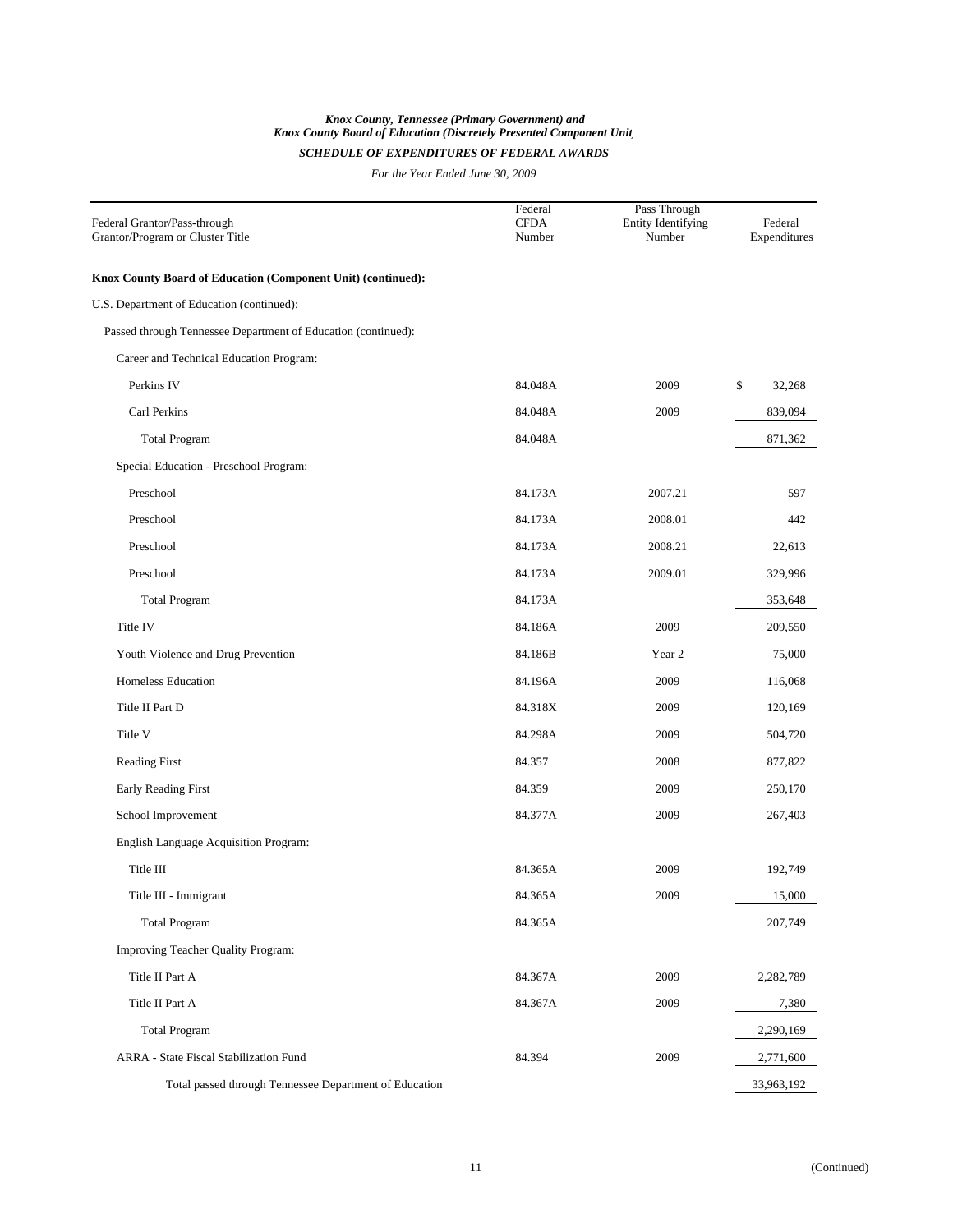*Knox County, Tennessee (Primary Government) and*
*Knox County Board of Education (Discretely Presented Component Unit)*

*SCHEDULE OF EXPENDITURES OF FEDERAL AWARDS*

*For the Year Ended June 30, 2009*

| Federal Grantor/Pass-through Grantor/Program or Cluster Title | Federal CFDA Number | Pass Through Entity Identifying Number | Federal Expenditures |
|---|---|---|---|
| **Knox County Board of Education (Component Unit) (continued):** | | | |
| U.S. Department of Education (continued): | | | |
| Passed through Tennessee Department of Education (continued): | | | |
| Career and Technical Education Program: | | | |
| Perkins IV | 84.048A | 2009 | $ 32,268 |
| Carl Perkins | 84.048A | 2009 | 839,094 |
| Total Program | 84.048A | | 871,362 |
| Special Education - Preschool Program: | | | |
| Preschool | 84.173A | 2007.21 | 597 |
| Preschool | 84.173A | 2008.01 | 442 |
| Preschool | 84.173A | 2008.21 | 22,613 |
| Preschool | 84.173A | 2009.01 | 329,996 |
| Total Program | 84.173A | | 353,648 |
| Title IV | 84.186A | 2009 | 209,550 |
| Youth Violence and Drug Prevention | 84.186B | Year 2 | 75,000 |
| Homeless Education | 84.196A | 2009 | 116,068 |
| Title II Part D | 84.318X | 2009 | 120,169 |
| Title V | 84.298A | 2009 | 504,720 |
| Reading First | 84.357 | 2008 | 877,822 |
| Early Reading First | 84.359 | 2009 | 250,170 |
| School Improvement | 84.377A | 2009 | 267,403 |
| English Language Acquisition Program: | | | |
| Title III | 84.365A | 2009 | 192,749 |
| Title III - Immigrant | 84.365A | 2009 | 15,000 |
| Total Program | 84.365A | | 207,749 |
| Improving Teacher Quality Program: | | | |
| Title II Part A | 84.367A | 2009 | 2,282,789 |
| Title II Part A | 84.367A | 2009 | 7,380 |
| Total Program | | | 2,290,169 |
| ARRA - State Fiscal Stabilization Fund | 84.394 | 2009 | 2,771,600 |
| Total passed through Tennessee Department of Education | | | 33,963,192 |

(Continued)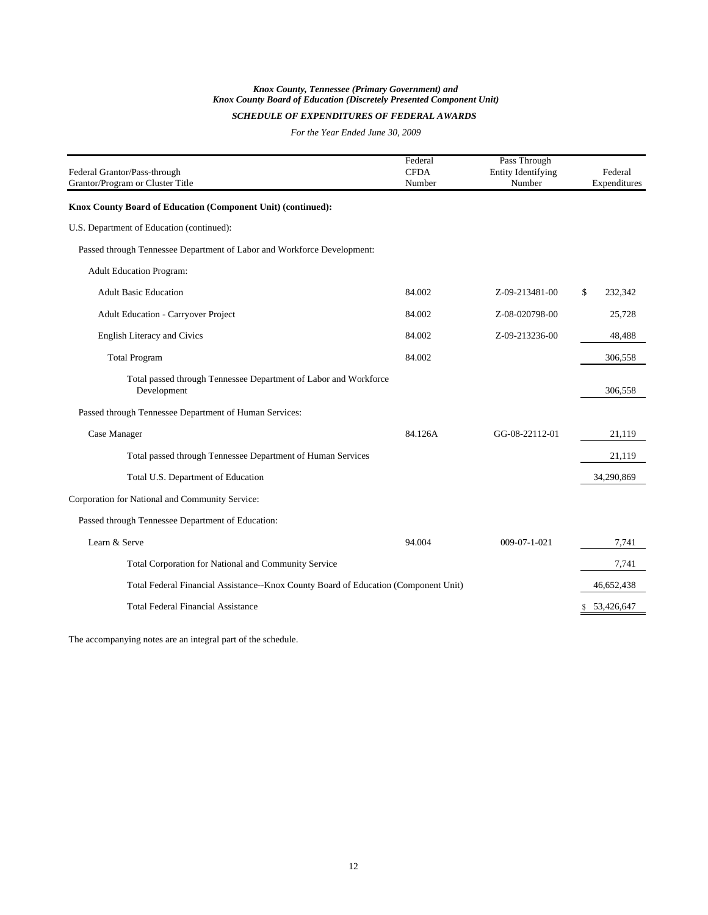*Knox County, Tennessee (Primary Government) and*
*Knox County Board of Education (Discretely Presented Component Unit)*

***SCHEDULE OF EXPENDITURES OF FEDERAL AWARDS***

*For the Year Ended June 30, 2009*

| Federal Grantor/Pass-through Grantor/Program or Cluster Title | Federal CFDA Number | Pass Through Entity Identifying Number | Federal Expenditures |
|---|---|---|---|
| **Knox County Board of Education (Component Unit) (continued):** | | | |
| U.S. Department of Education (continued): | | | |
| Passed through Tennessee Department of Labor and Workforce Development: | | | |
| Adult Education Program: | | | |
| Adult Basic Education | 84.002 | Z-09-213481-00 | $ 232,342 |
| Adult Education - Carryover Project | 84.002 | Z-08-020798-00 | 25,728 |
| English Literacy and Civics | 84.002 | Z-09-213236-00 | 48,488 |
| Total Program | 84.002 | | 306,558 |
| Total passed through Tennessee Department of Labor and Workforce Development | | | 306,558 |
| Passed through Tennessee Department of Human Services: | | | |
| Case Manager | 84.126A | GG-08-22112-01 | 21,119 |
| Total passed through Tennessee Department of Human Services | | | 21,119 |
| Total U.S. Department of Education | | | 34,290,869 |
| Corporation for National and Community Service: | | | |
| Passed through Tennessee Department of Education: | | | |
| Learn & Serve | 94.004 | 009-07-1-021 | 7,741 |
| Total Corporation for National and Community Service | | | 7,741 |
| Total Federal Financial Assistance--Knox County Board of Education (Component Unit) | | | 46,652,438 |
| Total Federal Financial Assistance | | | $ 53,426,647 |

The accompanying notes are an integral part of the schedule.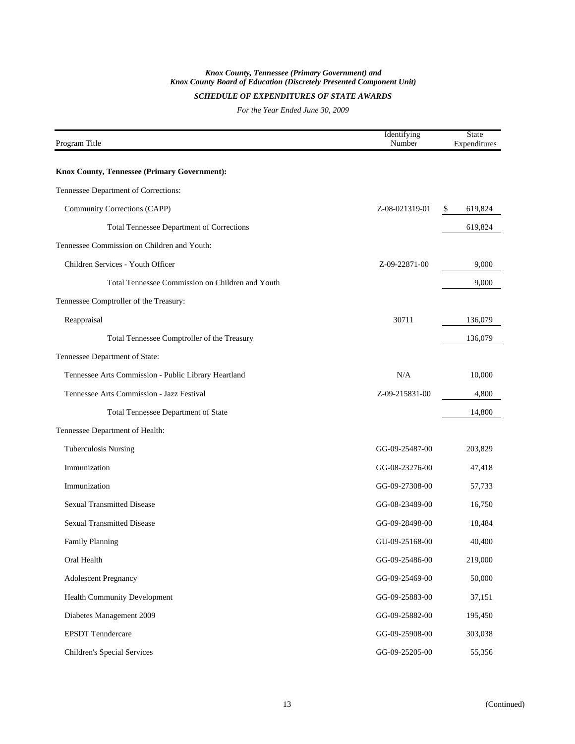*Knox County, Tennessee (Primary Government) and*
*Knox County Board of Education (Discretely Presented Component Unit)*

***SCHEDULE OF EXPENDITURES OF STATE AWARDS***

*For the Year Ended June 30, 2009*

| Program Title | Identifying Number | State Expenditures |
|---|---|---|
| **Knox County, Tennessee (Primary Government):** | | |
| Tennessee Department of Corrections: | | |
| Community Corrections (CAPP) | Z-08-021319-01 | $ 619,824 |
| Total Tennessee Department of Corrections | | 619,824 |
| Tennessee Commission on Children and Youth: | | |
| Children Services - Youth Officer | Z-09-22871-00 | 9,000 |
| Total Tennessee Commission on Children and Youth | | 9,000 |
| Tennessee Comptroller of the Treasury: | | |
| Reappraisal | 30711 | 136,079 |
| Total Tennessee Comptroller of the Treasury | | 136,079 |
| Tennessee Department of State: | | |
| Tennessee Arts Commission - Public Library Heartland | N/A | 10,000 |
| Tennessee Arts Commission - Jazz Festival | Z-09-215831-00 | 4,800 |
| Total Tennessee Department of State | | 14,800 |
| Tennessee Department of Health: | | |
| Tuberculosis Nursing | GG-09-25487-00 | 203,829 |
| Immunization | GG-08-23276-00 | 47,418 |
| Immunization | GG-09-27308-00 | 57,733 |
| Sexual Transmitted Disease | GG-08-23489-00 | 16,750 |
| Sexual Transmitted Disease | GG-09-28498-00 | 18,484 |
| Family Planning | GU-09-25168-00 | 40,400 |
| Oral Health | GG-09-25486-00 | 219,000 |
| Adolescent Pregnancy | GG-09-25469-00 | 50,000 |
| Health Community Development | GG-09-25883-00 | 37,151 |
| Diabetes Management 2009 | GG-09-25882-00 | 195,450 |
| EPSDT Tenndercare | GG-09-25908-00 | 303,038 |
| Children's Special Services | GG-09-25205-00 | 55,356 |

(Continued)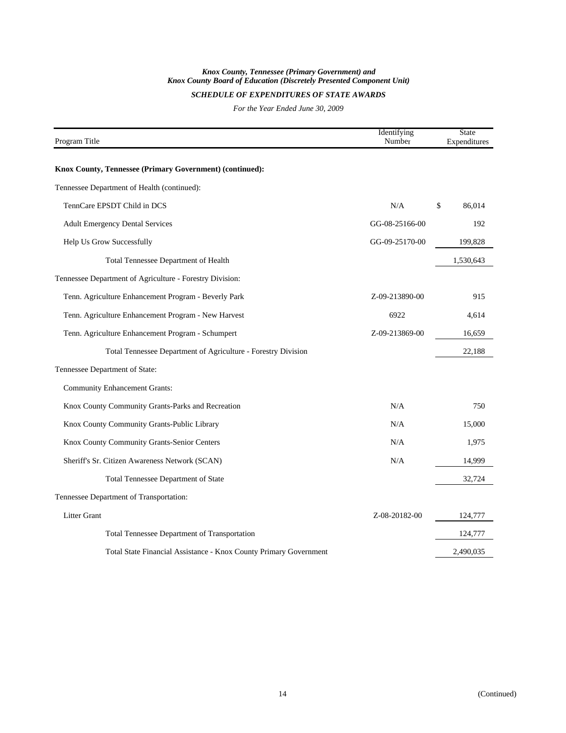*Knox County, Tennessee (Primary Government) and*
*Knox County Board of Education (Discretely Presented Component Unit)*

***SCHEDULE OF EXPENDITURES OF STATE AWARDS***

*For the Year Ended June 30, 2009*

| Program Title | Identifying Number | State Expenditures |
|---|---|---|
| **Knox County, Tennessee (Primary Government) (continued):** | | |
| Tennessee Department of Health (continued): | | |
| TennCare EPSDT Child in DCS | N/A | $ 86,014 |
| Adult Emergency Dental Services | GG-08-25166-00 | 192 |
| Help Us Grow Successfully | GG-09-25170-00 | 199,828 |
| Total Tennessee Department of Health | | 1,530,643 |
| Tennessee Department of Agriculture - Forestry Division: | | |
| Tenn. Agriculture Enhancement Program - Beverly Park | Z-09-213890-00 | 915 |
| Tenn. Agriculture Enhancement Program - New Harvest | 6922 | 4,614 |
| Tenn. Agriculture Enhancement Program - Schumpert | Z-09-213869-00 | 16,659 |
| Total Tennessee Department of Agriculture - Forestry Division | | 22,188 |
| Tennessee Department of State: | | |
| Community Enhancement Grants: | | |
| Knox County Community Grants-Parks and Recreation | N/A | 750 |
| Knox County Community Grants-Public Library | N/A | 15,000 |
| Knox County Community Grants-Senior Centers | N/A | 1,975 |
| Sheriff's Sr. Citizen Awareness Network (SCAN) | N/A | 14,999 |
| Total Tennessee Department of State | | 32,724 |
| Tennessee Department of Transportation: | | |
| Litter Grant | Z-08-20182-00 | 124,777 |
| Total Tennessee Department of Transportation | | 124,777 |
| Total State Financial Assistance - Knox County Primary Government | | 2,490,035 |

(Continued)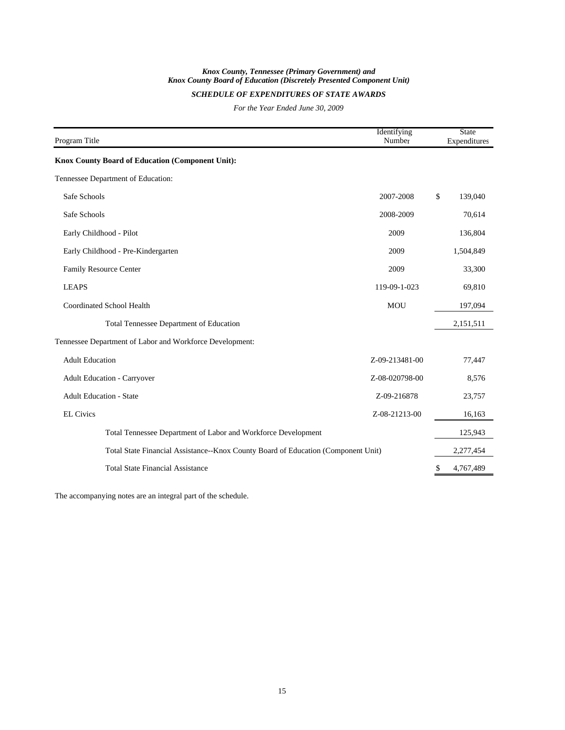*Knox County, Tennessee (Primary Government) and*
*Knox County Board of Education (Discretely Presented Component Unit)*

***SCHEDULE OF EXPENDITURES OF STATE AWARDS***

*For the Year Ended June 30, 2009*

| Program Title | Identifying Number | State Expenditures |
|---|---|---|
| **Knox County Board of Education (Component Unit):** | | |
| Tennessee Department of Education: | | |
| Safe Schools | 2007-2008 | $ 139,040 |
| Safe Schools | 2008-2009 | 70,614 |
| Early Childhood - Pilot | 2009 | 136,804 |
| Early Childhood - Pre-Kindergarten | 2009 | 1,504,849 |
| Family Resource Center | 2009 | 33,300 |
| LEAPS | 119-09-1-023 | 69,810 |
| Coordinated School Health | MOU | 197,094 |
| Total Tennessee Department of Education | | 2,151,511 |
| Tennessee Department of Labor and Workforce Development: | | |
| Adult Education | Z-09-213481-00 | 77,447 |
| Adult Education - Carryover | Z-08-020798-00 | 8,576 |
| Adult Education - State | Z-09-216878 | 23,757 |
| EL Civics | Z-08-21213-00 | 16,163 |
| Total Tennessee Department of Labor and Workforce Development | | 125,943 |
| Total State Financial Assistance--Knox County Board of Education (Component Unit) | | 2,277,454 |
| Total State Financial Assistance | | $ 4,767,489 |

The accompanying notes are an integral part of the schedule.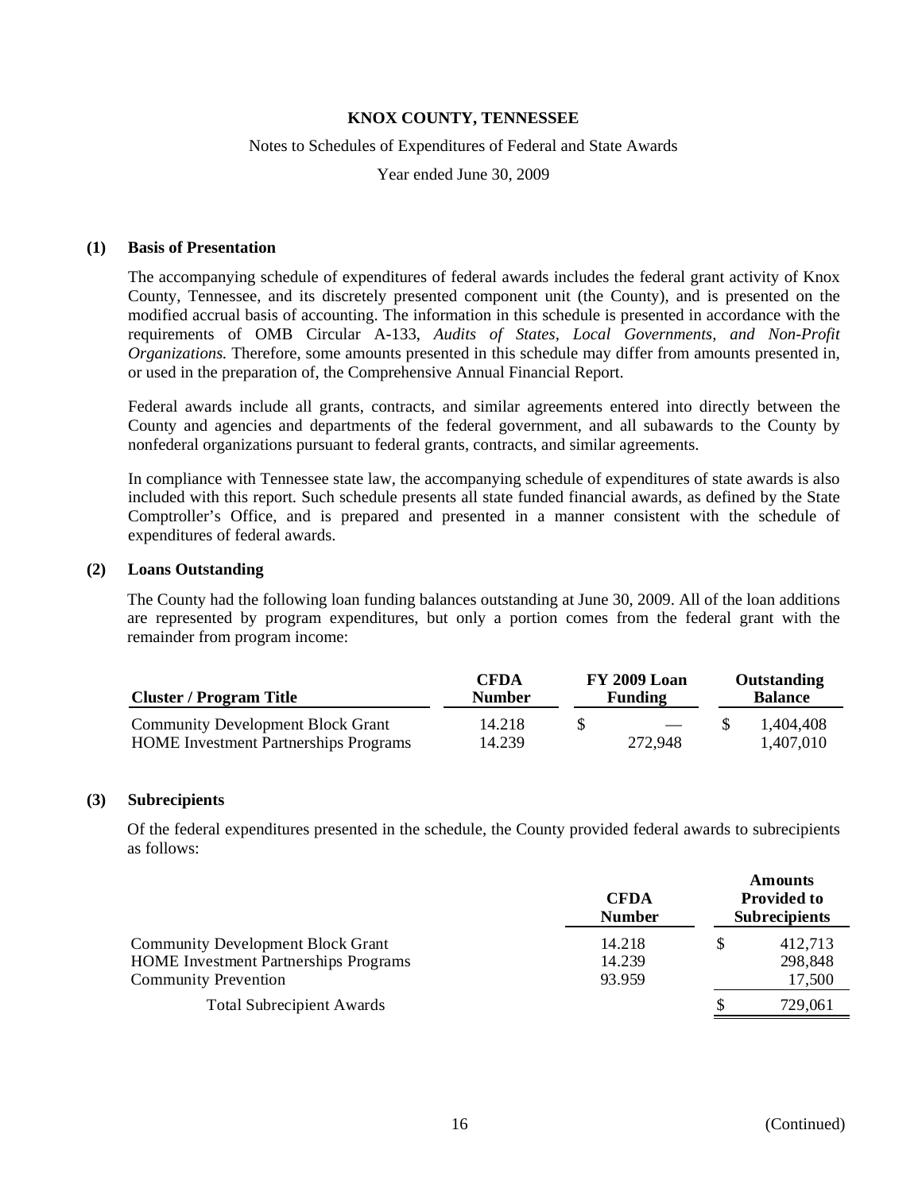# KNOX COUNTY, TENNESSEE

Notes to Schedules of Expenditures of Federal and State Awards

Year ended June 30, 2009

## (1) Basis of Presentation

The accompanying schedule of expenditures of federal awards includes the federal grant activity of Knox County, Tennessee, and its discretely presented component unit (the County), and is presented on the modified accrual basis of accounting. The information in this schedule is presented in accordance with the requirements of OMB Circular A-133, *Audits of States, Local Governments, and Non-Profit Organizations.* Therefore, some amounts presented in this schedule may differ from amounts presented in, or used in the preparation of, the Comprehensive Annual Financial Report.

Federal awards include all grants, contracts, and similar agreements entered into directly between the County and agencies and departments of the federal government, and all subawards to the County by nonfederal organizations pursuant to federal grants, contracts, and similar agreements.

In compliance with Tennessee state law, the accompanying schedule of expenditures of state awards is also included with this report. Such schedule presents all state funded financial awards, as defined by the State Comptroller's Office, and is prepared and presented in a manner consistent with the schedule of expenditures of federal awards.

## (2) Loans Outstanding

The County had the following loan funding balances outstanding at June 30, 2009. All of the loan additions are represented by program expenditures, but only a portion comes from the federal grant with the remainder from program income:

| Cluster / Program Title | CFDA Number | FY 2009 Loan Funding | Outstanding Balance |
|---|---|---|---|
| Community Development Block Grant | 14.218 | $ — | $ 1,404,408 |
| HOME Investment Partnerships Programs | 14.239 | 272,948 | 1,407,010 |

## (3) Subrecipients

Of the federal expenditures presented in the schedule, the County provided federal awards to subrecipients as follows:

| | CFDA Number | Amounts Provided to Subrecipients |
|---|---|---|
| Community Development Block Grant | 14.218 | $ 412,713 |
| HOME Investment Partnerships Programs | 14.239 | 298,848 |
| Community Prevention | 93.959 | 17,500 |
| Total Subrecipient Awards | | $ 729,061 |

(Continued)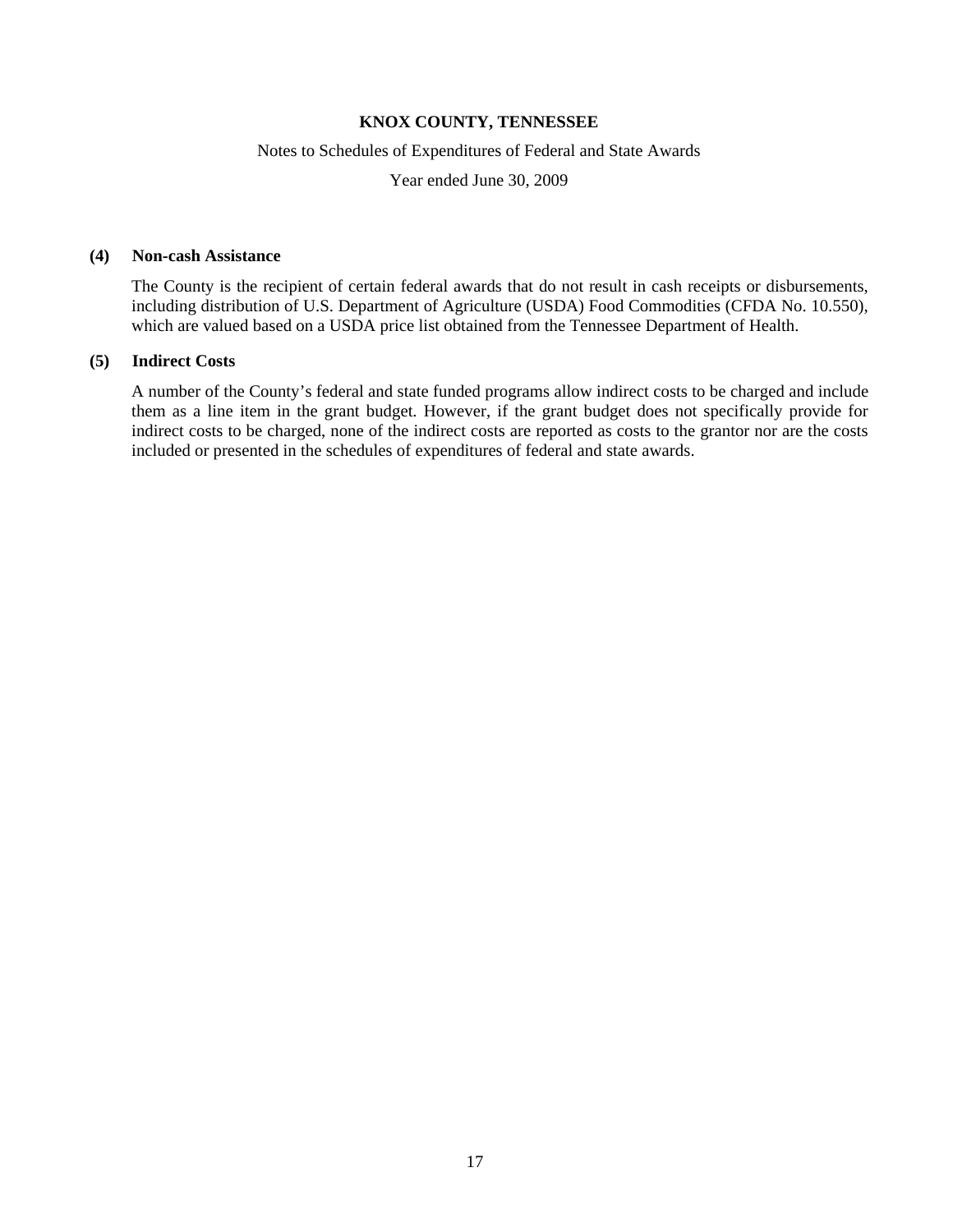**KNOX COUNTY, TENNESSEE**

Notes to Schedules of Expenditures of Federal and State Awards

Year ended June 30, 2009

**(4) Non-cash Assistance**

The County is the recipient of certain federal awards that do not result in cash receipts or disbursements, including distribution of U.S. Department of Agriculture (USDA) Food Commodities (CFDA No. 10.550), which are valued based on a USDA price list obtained from the Tennessee Department of Health.

**(5) Indirect Costs**

A number of the County's federal and state funded programs allow indirect costs to be charged and include them as a line item in the grant budget. However, if the grant budget does not specifically provide for indirect costs to be charged, none of the indirect costs are reported as costs to the grantor nor are the costs included or presented in the schedules of expenditures of federal and state awards.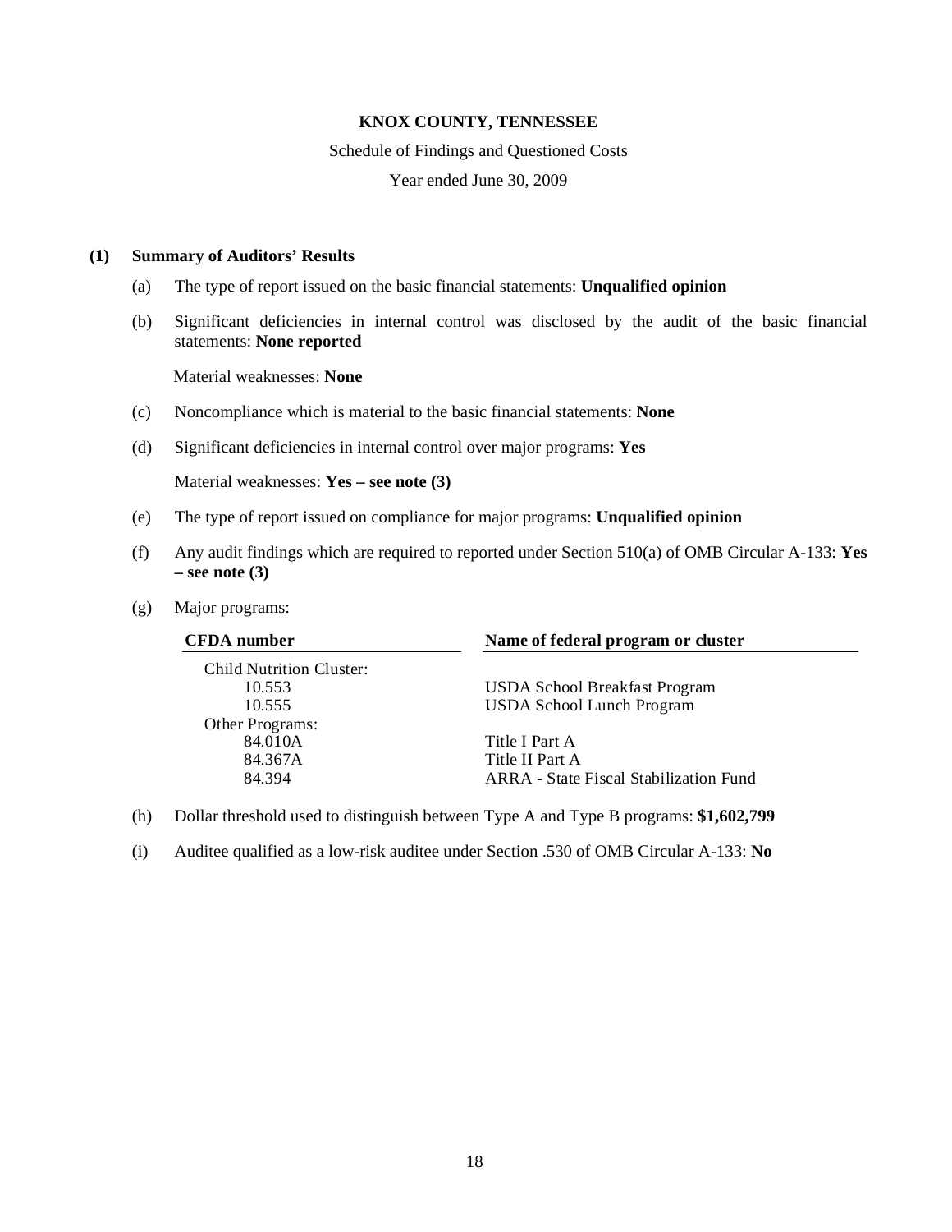**KNOX COUNTY, TENNESSEE**

Schedule of Findings and Questioned Costs

Year ended June 30, 2009

**(1) Summary of Auditors' Results**

(a) The type of report issued on the basic financial statements: **Unqualified opinion**

(b) Significant deficiencies in internal control was disclosed by the audit of the basic financial statements: **None reported**

Material weaknesses: **None**

(c) Noncompliance which is material to the basic financial statements: **None**

(d) Significant deficiencies in internal control over major programs: **Yes**

Material weaknesses: **Yes – see note (3)**

(e) The type of report issued on compliance for major programs: **Unqualified opinion**

(f) Any audit findings which are required to reported under Section 510(a) of OMB Circular A-133: **Yes – see note (3)**

(g) Major programs:

| CFDA number | Name of federal program or cluster |
|---|---|
| Child Nutrition Cluster: | |
| 10.553 | USDA School Breakfast Program |
| 10.555 | USDA School Lunch Program |
| Other Programs: | |
| 84.010A | Title I Part A |
| 84.367A | Title II Part A |
| 84.394 | ARRA - State Fiscal Stabilization Fund |

(h) Dollar threshold used to distinguish between Type A and Type B programs: **$1,602,799**

(i) Auditee qualified as a low-risk auditee under Section .530 of OMB Circular A-133: **No**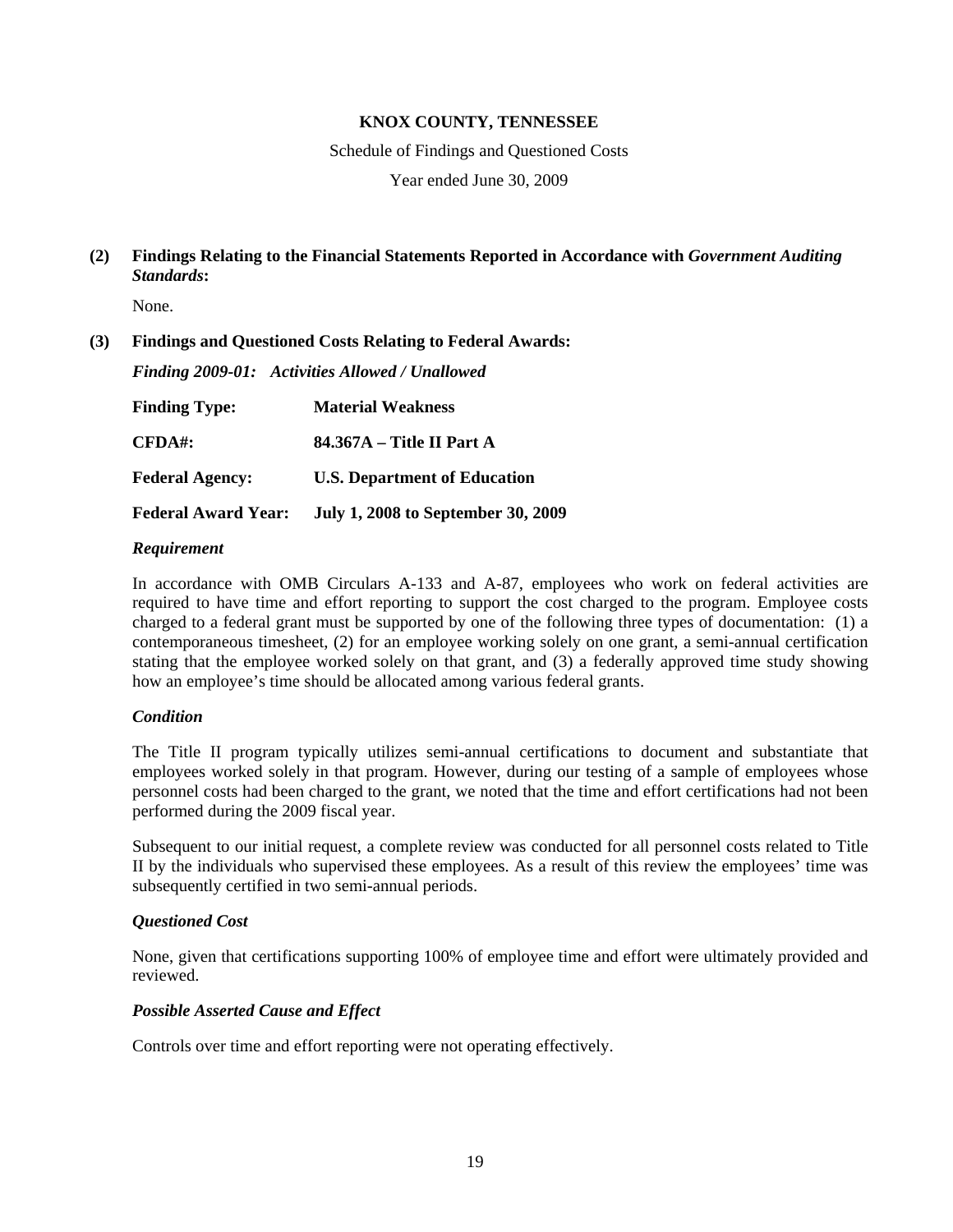**KNOX COUNTY, TENNESSEE**

Schedule of Findings and Questioned Costs

Year ended June 30, 2009

**(2) Findings Relating to the Financial Statements Reported in Accordance with *Government Auditing Standards*:**

None.

**(3) Findings and Questioned Costs Relating to Federal Awards:**

***Finding 2009-01: Activities Allowed / Unallowed***

| | |
|---|---|
| **Finding Type:** | **Material Weakness** |
| **CFDA#:** | **84.367A – Title II Part A** |
| **Federal Agency:** | **U.S. Department of Education** |
| **Federal Award Year:** | **July 1, 2008 to September 30, 2009** |

***Requirement***

In accordance with OMB Circulars A-133 and A-87, employees who work on federal activities are required to have time and effort reporting to support the cost charged to the program. Employee costs charged to a federal grant must be supported by one of the following three types of documentation: (1) a contemporaneous timesheet, (2) for an employee working solely on one grant, a semi-annual certification stating that the employee worked solely on that grant, and (3) a federally approved time study showing how an employee's time should be allocated among various federal grants.

***Condition***

The Title II program typically utilizes semi-annual certifications to document and substantiate that employees worked solely in that program. However, during our testing of a sample of employees whose personnel costs had been charged to the grant, we noted that the time and effort certifications had not been performed during the 2009 fiscal year.

Subsequent to our initial request, a complete review was conducted for all personnel costs related to Title II by the individuals who supervised these employees. As a result of this review the employees' time was subsequently certified in two semi-annual periods.

***Questioned Cost***

None, given that certifications supporting 100% of employee time and effort were ultimately provided and reviewed.

***Possible Asserted Cause and Effect***

Controls over time and effort reporting were not operating effectively.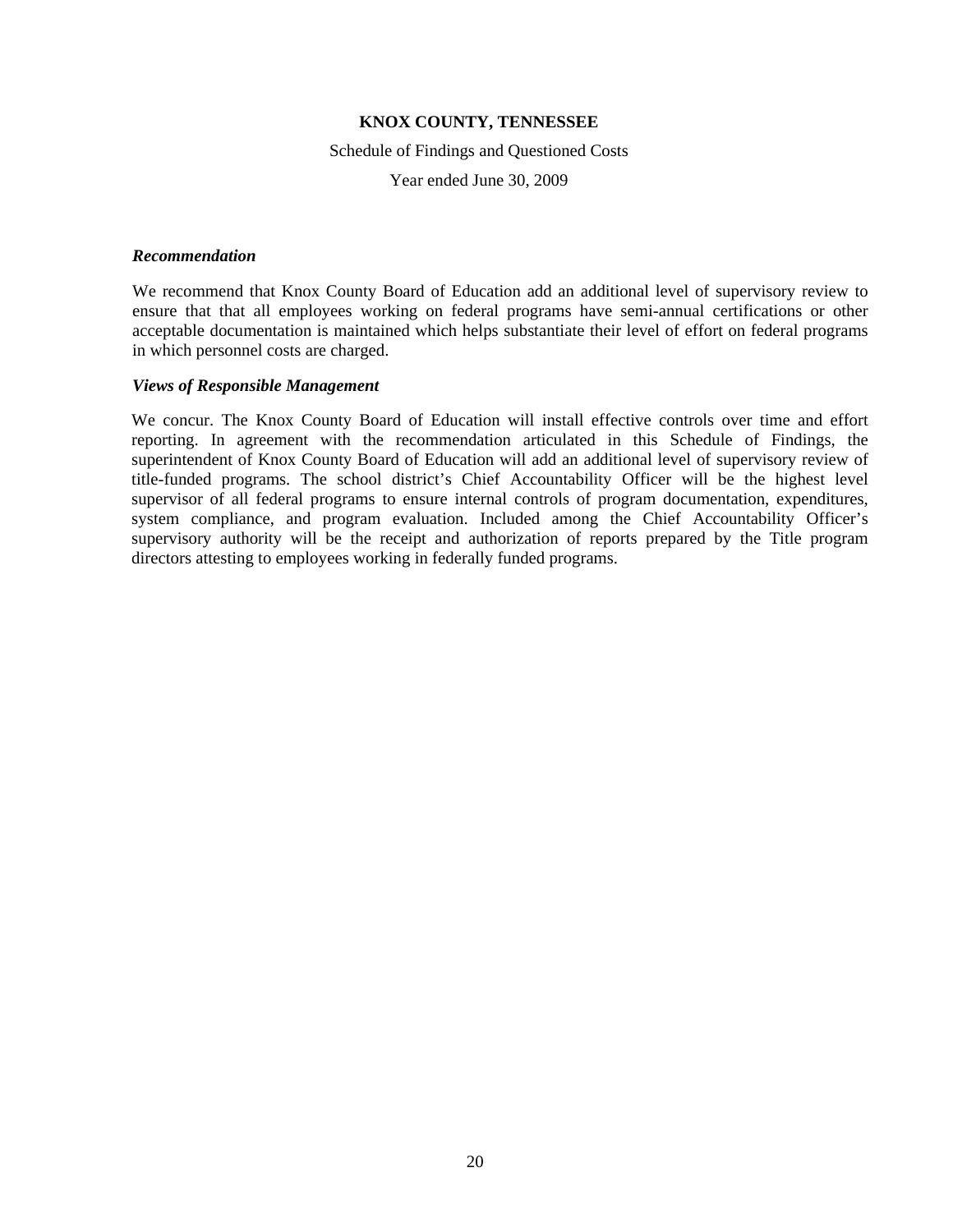**KNOX COUNTY, TENNESSEE**

Schedule of Findings and Questioned Costs

Year ended June 30, 2009

***Recommendation***

We recommend that Knox County Board of Education add an additional level of supervisory review to ensure that that all employees working on federal programs have semi-annual certifications or other acceptable documentation is maintained which helps substantiate their level of effort on federal programs in which personnel costs are charged.

***Views of Responsible Management***

We concur. The Knox County Board of Education will install effective controls over time and effort reporting. In agreement with the recommendation articulated in this Schedule of Findings, the superintendent of Knox County Board of Education will add an additional level of supervisory review of title-funded programs. The school district's Chief Accountability Officer will be the highest level supervisor of all federal programs to ensure internal controls of program documentation, expenditures, system compliance, and program evaluation. Included among the Chief Accountability Officer's supervisory authority will be the receipt and authorization of reports prepared by the Title program directors attesting to employees working in federally funded programs.